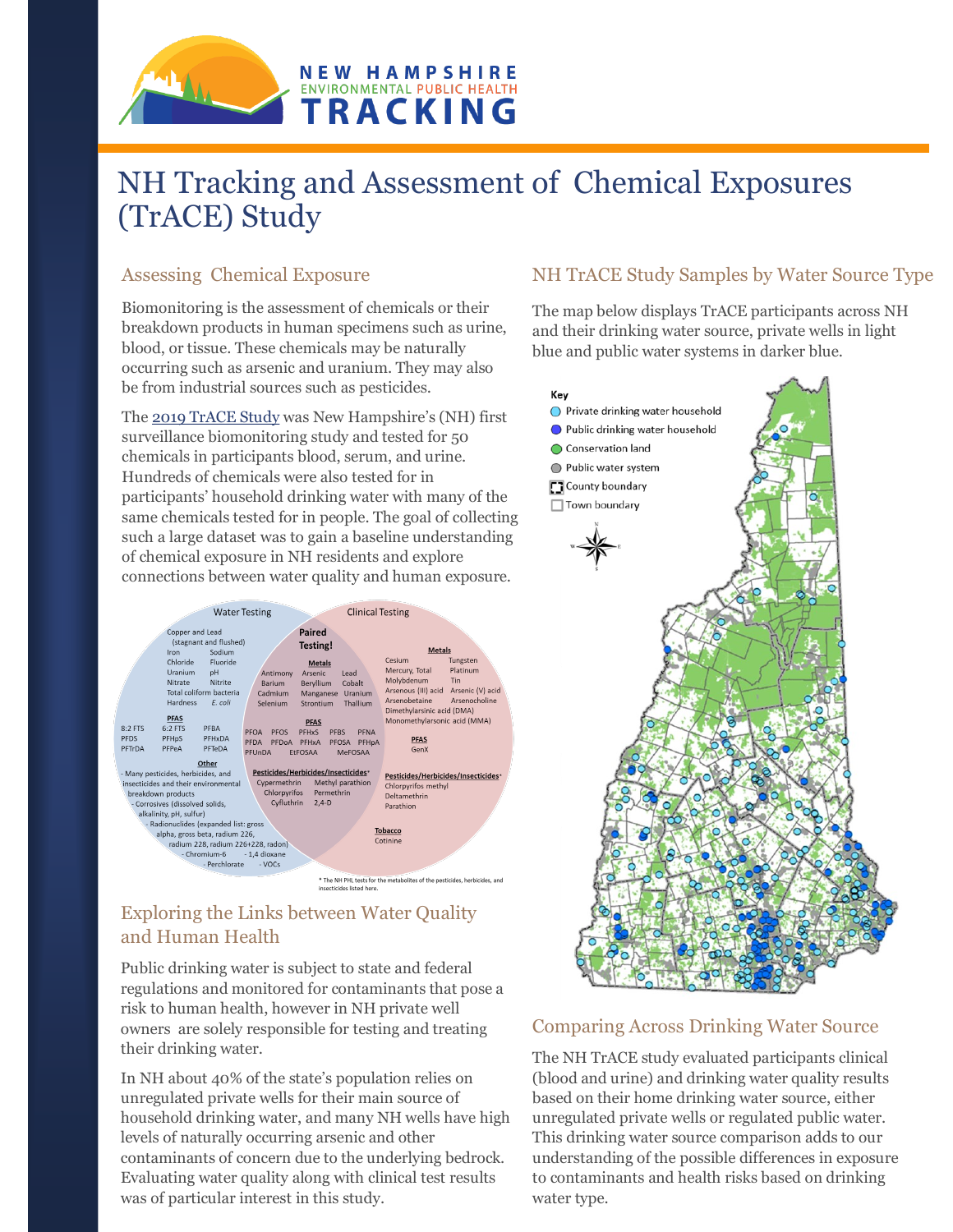# NH Tracking and Assessment of Chemical Exposures (TrACE) Study

## Assessing Chemical Exposure

Biomonitoring is the assessment of chemicals or their breakdown products in human specimens such as urine, blood, or tissue. These chemicals may be naturally occurring such as arsenic and uranium. They may also be from industrial sources such as pesticides.

The 2019 TrACE Study was New Hampshire's (NH) first surveillance biomonitoring study and tested for 50 chemicals in participants blood, serum, and urine. Hundreds of chemicals were also tested for in participants' household drinking water with many of the same chemicals tested for in people. The goal of collecting such a large dataset was to gain a baseline understanding of chemical exposure in NH residents and explore connections between water quality and human exposure.

**Water Testing**

Copper and Lead (stagnant and flushed), Iron, Sodium, Chloride, Fluoride, Uranium, pH, Nitrate, Nitrite, Total coliform bacteria, Hardness, *E. coli*

**PFAS:** 8:2 FTS, 6:2 FTS, PFBA, PFDS, PFHpS, PFHxDA, PFTrDA, PFPeA, PFTeDA

**Other:**
- Many pesticides, herbicides, and insecticides and their environmental breakdown products
- Corrosives (dissolved solids, alkalinity, pH, sulfur)
- Radionuclides (expanded list: gross alpha, gross beta, radium 226, radium 228, radium 226+228, radon)
- Chromium-6
- 1,4 dioxane
- Perchlorate
- VOCs

**Paired Testing!**

**Metals:** Antimony, Arsenic, Lead, Barium, Beryllium, Cobalt, Cadmium, Manganese, Uranium, Selenium, Strontium, Thallium

**PFAS:** PFOA, PFOS, PFHxS, PFBS, PFNA, PFDA, PFDoA, PFHxA, PFOSA, PFHpA, PFUnDA, EtFOSAA, MeFOSAA

**Pesticides/Herbicides/Insecticides***: Cypermethrin, Methyl parathion, Chlorpyrifos, Permethrin, Cyfluthrin, 2,4-D

**Clinical Testing**

**Metals:** Cesium, Tungsten, Mercury, Total, Platinum, Molybdenum, Tin, Arsenous (III) acid, Arsenic (V) acid, Arsenobetaine, Arsenocholine, Dimethylarsinic acid (DMA), Monomethylarsonic acid (MMA)

**PFAS:** GenX

**Pesticides/Herbicides/Insecticides***: Chlorpyrifos methyl, Deltamethrin, Parathion

**Tobacco:** Cotinine

\* The NH PHL tests for the metabolites of the pesticides, herbicides, and insecticides listed here.

## NH TrACE Study Samples by Water Source Type

The map below displays TrACE participants across NH and their drinking water source, private wells in light blue and public water systems in darker blue.

Key: Private drinking water household; Public drinking water household; Conservation land; Public water system; County boundary; Town boundary

## Exploring the Links between Water Quality and Human Health

Public drinking water is subject to state and federal regulations and monitored for contaminants that pose a risk to human health, however in NH private well owners are solely responsible for testing and treating their drinking water.

In NH about 40% of the state's population relies on unregulated private wells for their main source of household drinking water, and many NH wells have high levels of naturally occurring arsenic and other contaminants of concern due to the underlying bedrock. Evaluating water quality along with clinical test results was of particular interest in this study.

## Comparing Across Drinking Water Source

The NH TrACE study evaluated participants clinical (blood and urine) and drinking water quality results based on their home drinking water source, either unregulated private wells or regulated public water. This drinking water source comparison adds to our understanding of the possible differences in exposure to contaminants and health risks based on drinking water type.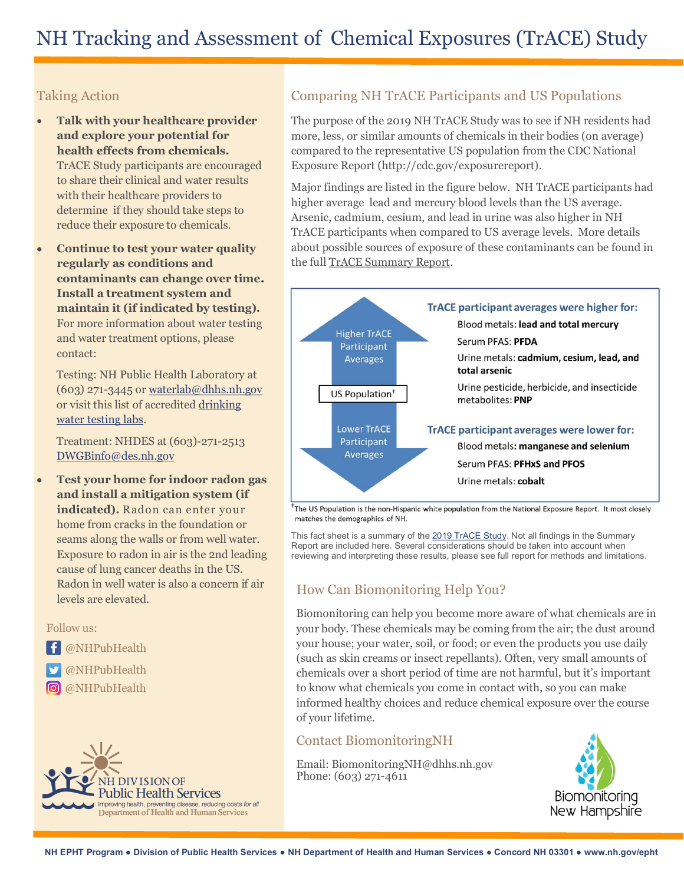# NH Tracking and Assessment of Chemical Exposures (TrACE) Study

## Taking Action

- **Talk with your healthcare provider and explore your potential for health effects from chemicals.** TrACE Study participants are encouraged to share their clinical and water results with their healthcare providers to determine if they should take steps to reduce their exposure to chemicals.
- **Continue to test your water quality regularly as conditions and contaminants can change over time. Install a treatment system and maintain it (if indicated by testing).** For more information about water testing and water treatment options, please contact:

  Testing: NH Public Health Laboratory at (603) 271-3445 or waterlab@dhhs.nh.gov or visit this list of accredited drinking water testing labs.

  Treatment: NHDES at (603)-271-2513 DWGBinfo@des.nh.gov
- **Test your home for indoor radon gas and install a mitigation system (if indicated).** Radon can enter your home from cracks in the foundation or seams along the walls or from well water. Exposure to radon in air is the 2nd leading cause of lung cancer deaths in the US. Radon in well water is also a concern if air levels are elevated.

Follow us:

@NHPubHealth

@NHPubHealth

@NHPubHealth

NH DIVISION OF Public Health Services
Improving health, preventing disease, reducing costs *for all*
Department of Health and Human Services

## Comparing NH TrACE Participants and US Populations

The purpose of the 2019 NH TrACE Study was to see if NH residents had more, less, or similar amounts of chemicals in their bodies (on average) compared to the representative US population from the CDC National Exposure Report (http://cdc.gov/exposurereport).

Major findings are listed in the figure below. NH TrACE participants had higher average lead and mercury blood levels than the US average. Arsenic, cadmium, cesium, and lead in urine was also higher in NH TrACE participants when compared to US average levels. More details about possible sources of exposure of these contaminants can be found in the full TrACE Summary Report.

Higher TrACE Participant Averages

US Population†

Lower TrACE Participant Averages

**TrACE participant averages were higher for:**

- Blood metals: **lead and total mercury**
- Serum PFAS: **PFDA**
- Urine metals: **cadmium, cesium, lead, and total arsenic**
- Urine pesticide, herbicide, and insecticide metabolites: **PNP**

**TrACE participant averages were lower for:**

- Blood metals: **manganese and selenium**
- Serum PFAS: **PFHxS and PFOS**
- Urine metals: **cobalt**

†The US Population is the non-Hispanic white population from the National Exposure Report. It most closely matches the demographics of NH.

This fact sheet is a summary of the 2019 TrACE Study. Not all findings in the Summary Report are included here. Several considerations should be taken into account when reviewing and interpreting these results, please see full report for methods and limitations.

## How Can Biomonitoring Help You?

Biomonitoring can help you become more aware of what chemicals are in your body. These chemicals may be coming from the air; the dust around your house; your water, soil, or food; or even the products you use daily (such as skin creams or insect repellants). Often, very small amounts of chemicals over a short period of time are not harmful, but it's important to know what chemicals you come in contact with, so you can make informed healthy choices and reduce chemical exposure over the course of your lifetime.

## Contact BiomonitoringNH

Email: BiomonitoringNH@dhhs.nh.gov
Phone: (603) 271-4611

Biomonitoring New Hampshire

NH EPHT Program ● Division of Public Health Services ● NH Department of Health and Human Services ● Concord NH 03301 ● www.nh.gov/epht